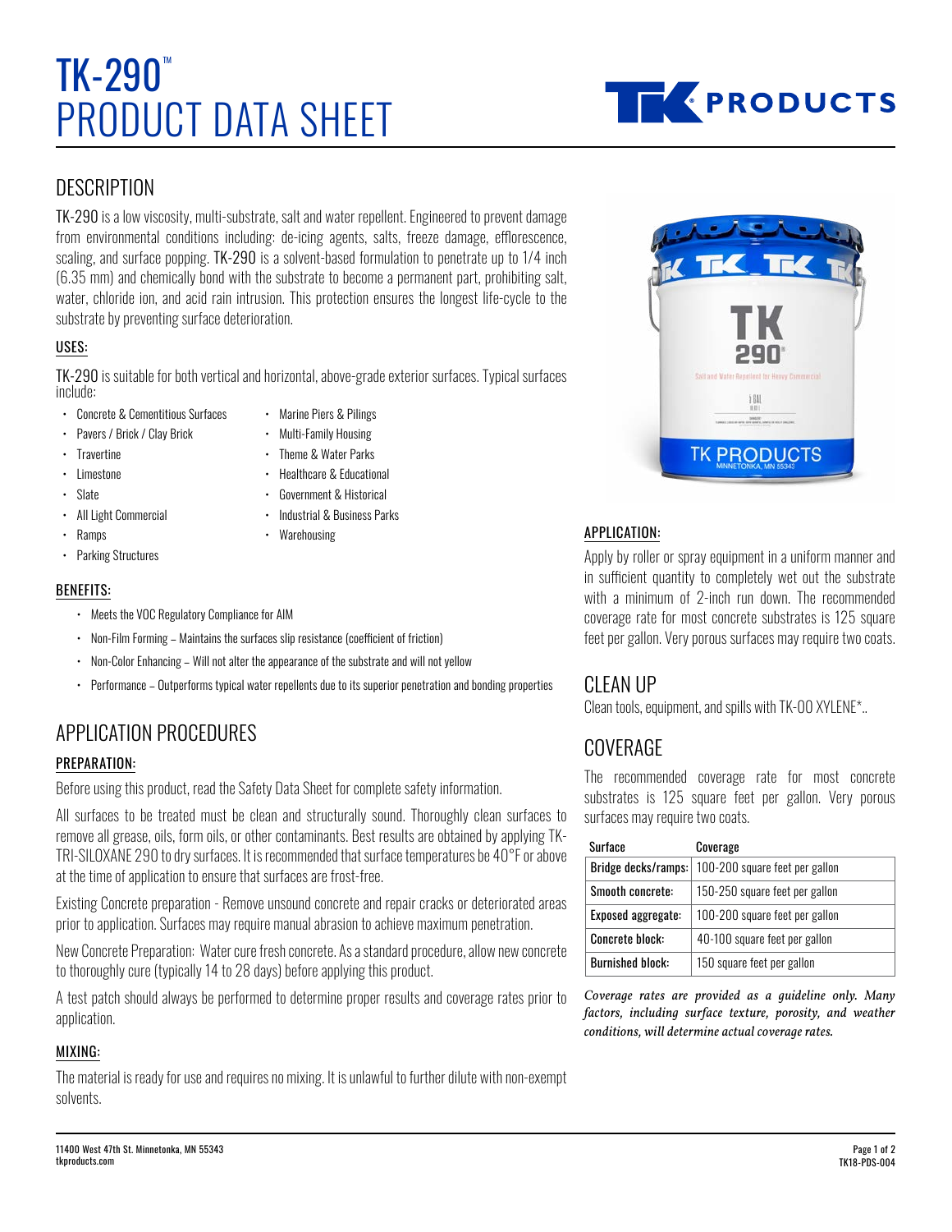# TK-290™ PRODUCT DATA SHEET

## DESCRIPTION

TK-290 is a low viscosity, multi-substrate, salt and water repellent. Engineered to prevent damage from environmental conditions including: de-icing agents, salts, freeze damage, efflorescence, scaling, and surface popping. TK-290 is a solvent-based formulation to penetrate up to 1/4 inch (6.35 mm) and chemically bond with the substrate to become a permanent part, prohibiting salt, water, chloride ion, and acid rain intrusion. This protection ensures the longest life-cycle to the substrate by preventing surface deterioration.

### USES:

TK-290 is suitable for both vertical and horizontal, above-grade exterior surfaces. Typical surfaces include:

- Concrete & Cementitious Surfaces
- Pavers / Brick / Clay Brick
- Travertine
- Limestone
- Slate
- All Light Commercial
- Ramps
- Parking Structures
- Marine Piers & Pilings
- Multi-Family Housing
- Theme & Water Parks
- Healthcare & Educational
- Government & Historical
- Industrial & Business Parks
- Warehousing

### BENEFITS:

- Meets the VOC Regulatory Compliance for AIM
- Non-Film Forming – Maintains the surfaces slip resistance (coefficient of friction)
- Non-Color Enhancing – Will not alter the appearance of the substrate and will not yellow
- Performance – Outperforms typical water repellents due to its superior penetration and bonding properties

## APPLICATION PROCEDURES

### PREPARATION:

Before using this product, read the Safety Data Sheet for complete safety information.

All surfaces to be treated must be clean and structurally sound. Thoroughly clean surfaces to remove all grease, oils, form oils, or other contaminants. Best results are obtained by applying TK-TRI-SILOXANE 290 to dry surfaces. It is recommended that surface temperatures be 40°F or above at the time of application to ensure that surfaces are frost-free.

Existing Concrete preparation - Remove unsound concrete and repair cracks or deteriorated areas prior to application. Surfaces may require manual abrasion to achieve maximum penetration.

New Concrete Preparation: Water cure fresh concrete. As a standard procedure, allow new concrete to thoroughly cure (typically 14 to 28 days) before applying this product.

A test patch should always be performed to determine proper results and coverage rates prior to application.

### MIXING:

The material is ready for use and requires no mixing. It is unlawful to further dilute with non-exempt solvents.

### APPLICATION:

Apply by roller or spray equipment in a uniform manner and in sufficient quantity to completely wet out the substrate with a minimum of 2-inch run down. The recommended coverage rate for most concrete substrates is 125 square feet per gallon. Very porous surfaces may require two coats.

## CLEAN UP

Clean tools, equipment, and spills with TK-00 XYLENE*..

## COVERAGE

The recommended coverage rate for most concrete substrates is 125 square feet per gallon. Very porous surfaces may require two coats.

| Surface | Coverage |
|---|---|
| Bridge decks/ramps: | 100-200 square feet per gallon |
| Smooth concrete: | 150-250 square feet per gallon |
| Exposed aggregate: | 100-200 square feet per gallon |
| Concrete block: | 40-100 square feet per gallon |
| Burnished block: | 150 square feet per gallon |

*Coverage rates are provided as a guideline only. Many factors, including surface texture, porosity, and weather conditions, will determine actual coverage rates.*

11400 West 47th St. Minnetonka, MN 55343
tkproducts.com

TK18-PDS-004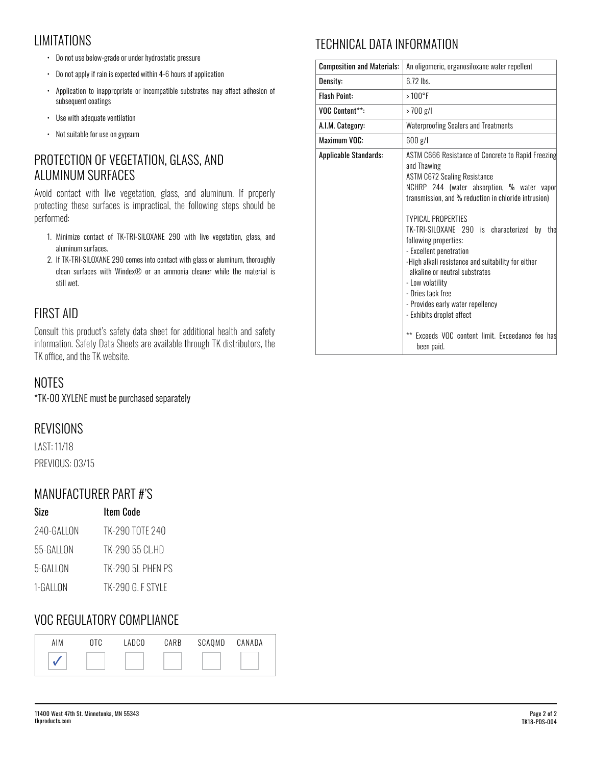## LIMITATIONS

- Do not use below-grade or under hydrostatic pressure
- Do not apply if rain is expected within 4-6 hours of application
- Application to inappropriate or incompatible substrates may affect adhesion of subsequent coatings
- Use with adequate ventilation
- Not suitable for use on gypsum

## PROTECTION OF VEGETATION, GLASS, AND ALUMINUM SURFACES

Avoid contact with live vegetation, glass, and aluminum. If properly protecting these surfaces is impractical, the following steps should be performed:

1. Minimize contact of TK-TRI-SILOXANE 290 with live vegetation, glass, and aluminum surfaces.
2. If TK-TRI-SILOXANE 290 comes into contact with glass or aluminum, thoroughly clean surfaces with Windex® or an ammonia cleaner while the material is still wet.

## FIRST AID

Consult this product's safety data sheet for additional health and safety information. Safety Data Sheets are available through TK distributors, the TK office, and the TK website.

## NOTES

*TK-00 XYLENE must be purchased separately

## REVISIONS

LAST: 11/18

PREVIOUS: 03/15

## MANUFACTURER PART #'S

| Size | Item Code |
|---|---|
| 240-GALLON | TK-290 TOTE 240 |
| 55-GALLON | TK-290 55 CL.HD |
| 5-GALLON | TK-290 5L PHEN PS |
| 1-GALLON | TK-290 G. F STYLE |

## VOC REGULATORY COMPLIANCE

| AIM | OTC | LADCO | CARB | SCAQMD | CANADA |
|---|---|---|---|---|---|
| ✓ | | | | | |

## TECHNICAL DATA INFORMATION

| | |
|---|---|
| **Composition and Materials:** | An oligomeric, organosiloxane water repellent |
| **Density:** | 6.72 lbs. |
| **Flash Point:** | > 100°F |
| **VOC Content**:** | > 700 g/l |
| **A.I.M. Category:** | Waterproofing Sealers and Treatments |
| **Maximum VOC:** | 600 g/l |
| **Applicable Standards:** | ASTM C666 Resistance of Concrete to Rapid Freezing and Thawing<br>ASTM C672 Scaling Resistance<br>NCHRP 244 (water absorption, % water vapor transmission, and % reduction in chloride intrusion)<br><br>TYPICAL PROPERTIES<br>TK-TRI-SILOXANE 290 is characterized by the following properties:<br>- Excellent penetration<br>-High alkali resistance and suitability for either alkaline or neutral substrates<br>- Low volatility<br>- Dries tack free<br>- Provides early water repellency<br>- Exhibits droplet effect<br><br>** Exceeds VOC content limit. Exceedance fee has been paid. |

11400 West 47th St. Minnetonka, MN 55343
tkproducts.com

TK18-PDS-004